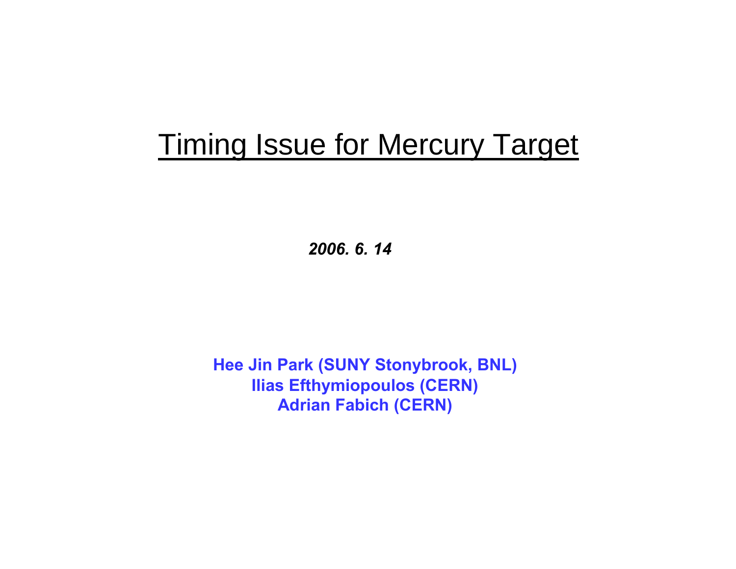# Timing Issue for Mercury Target

***2006. 6. 14***

**Hee Jin Park (SUNY Stonybrook, BNL)**
**Ilias Efthymiopoulos (CERN)**
**Adrian Fabich (CERN)**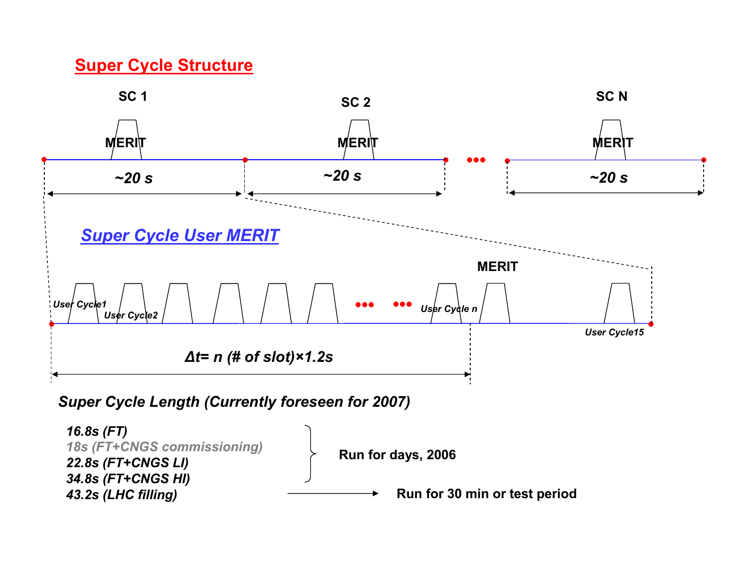## Super Cycle Structure

SC 1 — MERIT — ~20 s

SC 2 — MERIT — ~20 s

SC N — MERIT — ~20 s

## *Super Cycle User MERIT*

*User Cycle1* — *User Cycle2* — ... — *User Cycle n* — MERIT — *User Cycle15*

***Δt= n (# of slot)×1.2s***

***Super Cycle Length (Currently foreseen for 2007)***

- ***16.8s (FT)***
- *18s (FT+CNGS commissioning)*
- ***22.8s (FT+CNGS LI)***
- ***34.8s (FT+CNGS HI)***

→ **Run for days, 2006**

- ***43.2s (LHC filling)*** → **Run for 30 min or test period**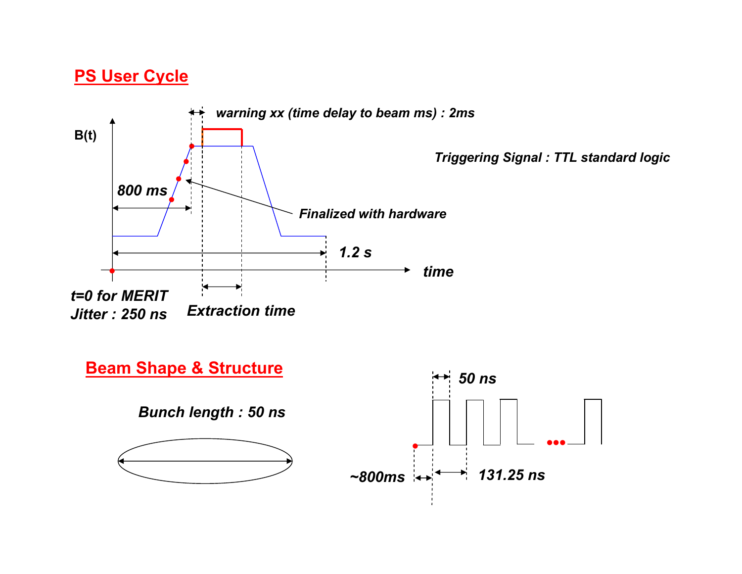## PS User Cycle

warning xx (time delay to beam ms) : 2ms

B(t)

Triggering Signal : TTL standard logic

800 ms

Finalized with hardware

1.2 s

time

t=0 for MERIT

Jitter : 250 ns

Extraction time

## Beam Shape & Structure

Bunch length : 50 ns

50 ns

~800ms

131.25 ns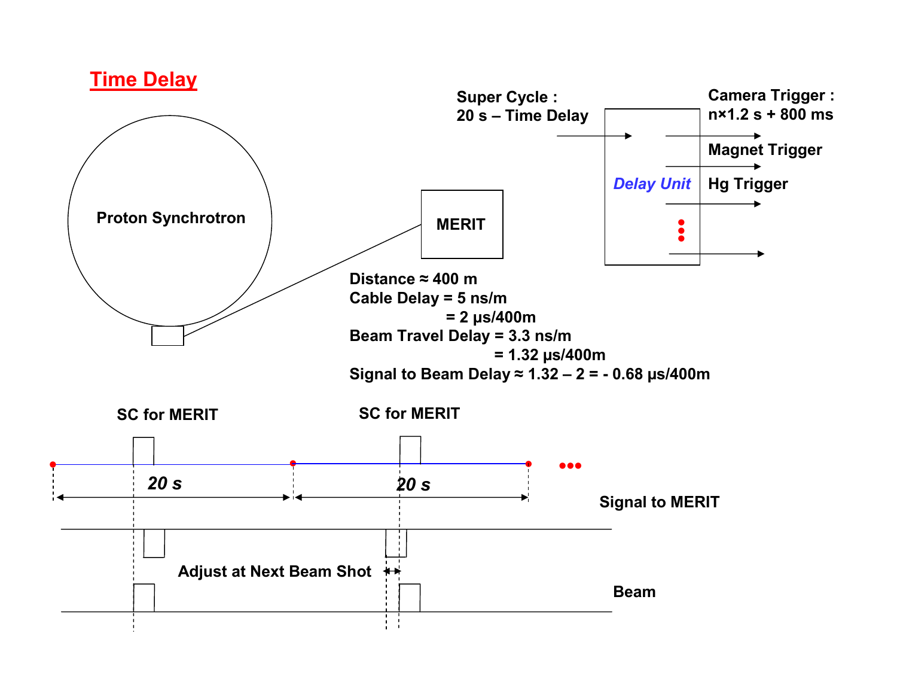# Time Delay

Proton Synchrotron

MERIT

Super Cycle :
20 s – Time Delay

*Delay Unit*

Camera Trigger :
n×1.2 s + 800 ms

Magnet Trigger

Hg Trigger

Distance ≈ 400 m
Cable Delay = 5 ns/m
= 2 μs/400m
Beam Travel Delay = 3.3 ns/m
= 1.32 μs/400m
Signal to Beam Delay ≈ 1.32 – 2 = - 0.68 μs/400m

SC for MERIT

SC for MERIT

*20 s*

*20 s*

Signal to MERIT

Adjust at Next Beam Shot

Beam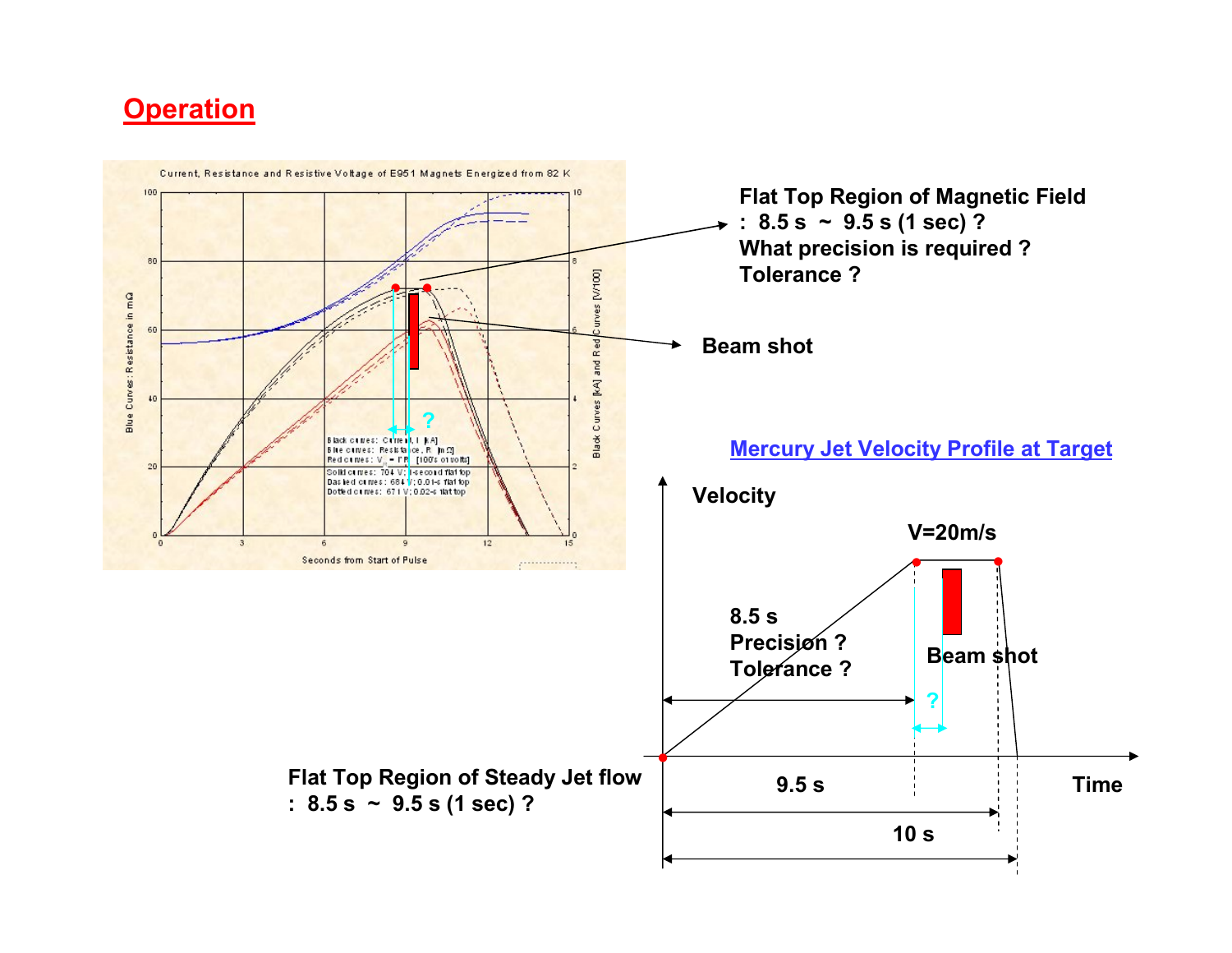# Operation

Flat Top Region of Magnetic Field
: 8.5 s ~ 9.5 s (1 sec) ?
What precision is required ?
Tolerance ?

Beam shot

Mercury Jet Velocity Profile at Target

Velocity

V=20m/s

8.5 s
Precision ?
Tolerance ?

Beam shot

?

9.5 s

Time

10 s

Flat Top Region of Steady Jet flow
: 8.5 s ~ 9.5 s (1 sec) ?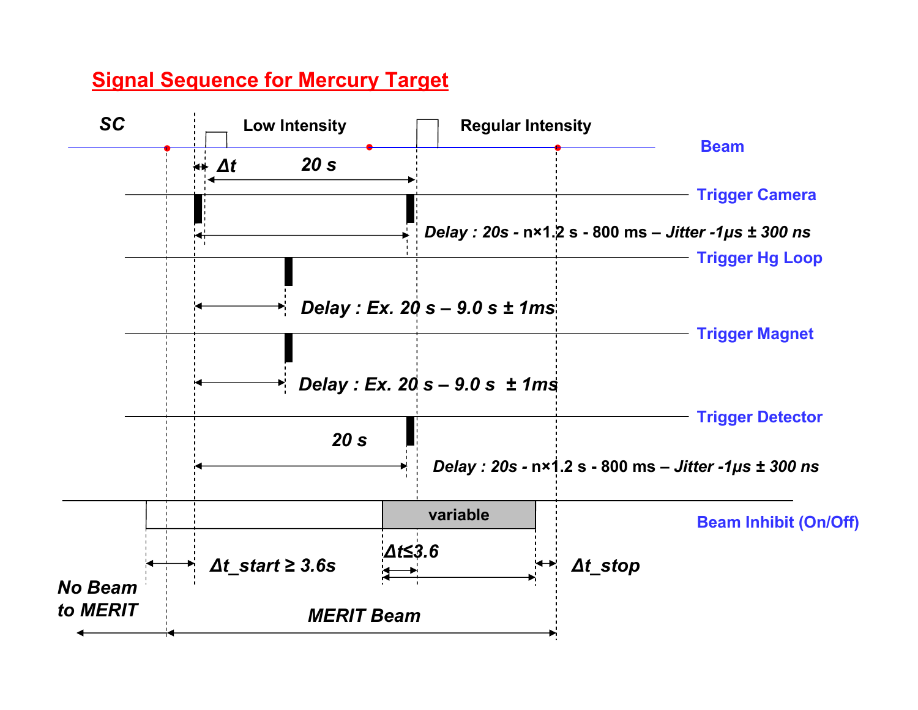## Signal Sequence for Mercury Target

SC

Low Intensity

Regular Intensity

Beam

Δt

20 s

Trigger Camera

Delay : 20s - n×1.2 s - 800 ms – Jitter -1μs ± 300 ns

Trigger Hg Loop

Delay : Ex. 20 s – 9.0 s ± 1ms

Trigger Magnet

Delay : Ex. 20 s – 9.0 s ± 1ms

Trigger Detector

20 s

Delay : 20s - n×1.2 s - 800 ms – Jitter -1μs ± 300 ns

variable

Beam Inhibit (On/Off)

Δt_start ≥ 3.6s

Δt≤3.6

Δt_stop

No Beam to MERIT

MERIT Beam